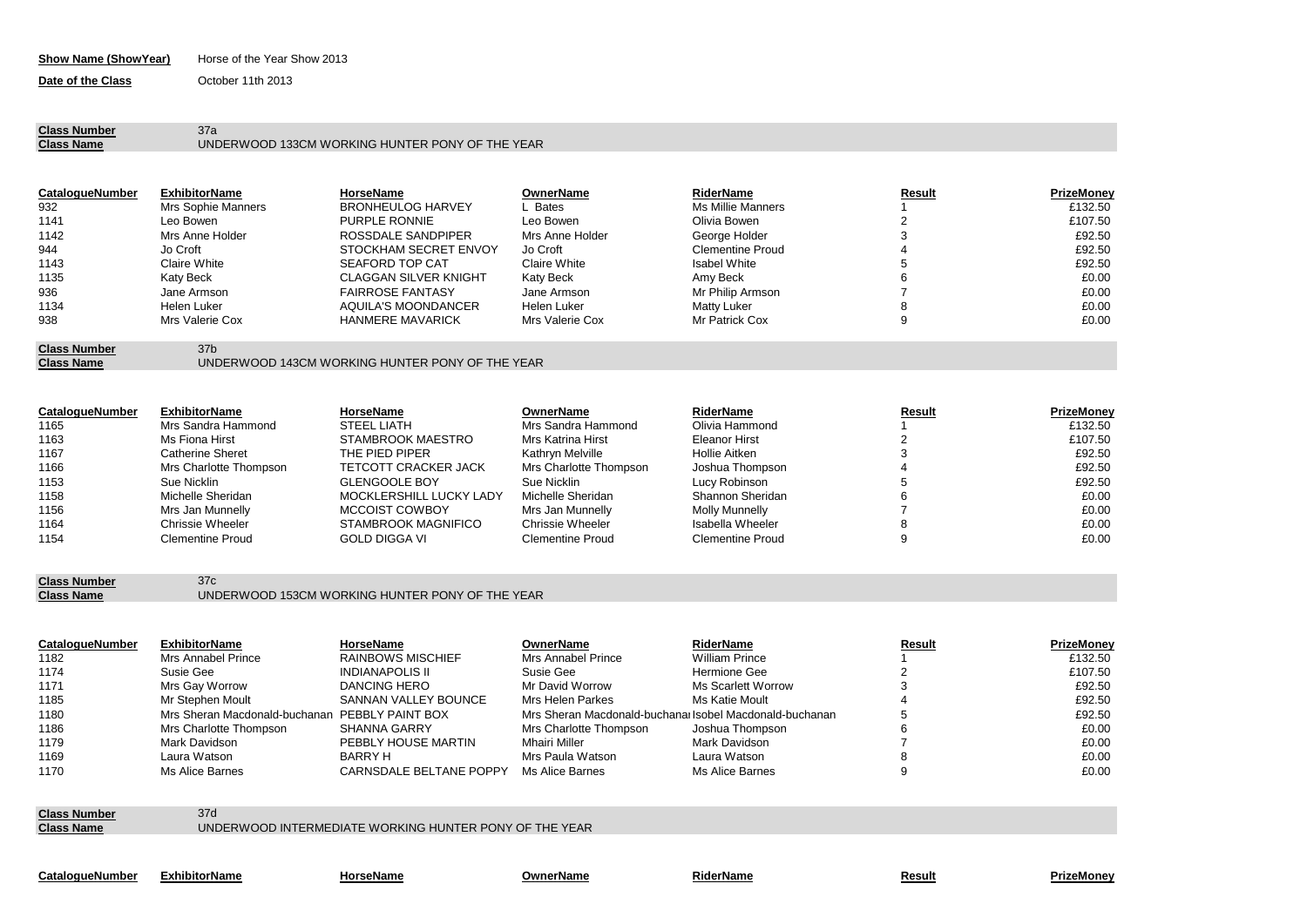**Show Name (ShowYear)** Horse of the Year Show 2013

**Date of the Class** October 11th 2013

**Class Number** 37a
**Class Name** UNDERWOOD 133CM WORKING HUNTER PONY OF THE YEAR

| CatalogueNumber | ExhibitorName | HorseName | OwnerName | RiderName | Result | PrizeMoney |
|---|---|---|---|---|---|---|
| 932 | Mrs Sophie Manners | BRONHEULOG HARVEY | L Bates | Ms Millie Manners | 1 | £132.50 |
| 1141 | Leo Bowen | PURPLE RONNIE | Leo Bowen | Olivia Bowen | 2 | £107.50 |
| 1142 | Mrs Anne Holder | ROSSDALE SANDPIPER | Mrs Anne Holder | George Holder | 3 | £92.50 |
| 944 | Jo Croft | STOCKHAM SECRET ENVOY | Jo Croft | Clementine Proud | 4 | £92.50 |
| 1143 | Claire White | SEAFORD TOP CAT | Claire White | Isabel White | 5 | £92.50 |
| 1135 | Katy Beck | CLAGGAN SILVER KNIGHT | Katy Beck | Amy Beck | 6 | £0.00 |
| 936 | Jane Armson | FAIRROSE FANTASY | Jane Armson | Mr Philip Armson | 7 | £0.00 |
| 1134 | Helen Luker | AQUILA'S MOONDANCER | Helen Luker | Matty Luker | 8 | £0.00 |
| 938 | Mrs Valerie Cox | HANMERE MAVARICK | Mrs Valerie Cox | Mr Patrick Cox | 9 | £0.00 |

**Class Number** 37b
**Class Name** UNDERWOOD 143CM WORKING HUNTER PONY OF THE YEAR

| CatalogueNumber | ExhibitorName | HorseName | OwnerName | RiderName | Result | PrizeMoney |
|---|---|---|---|---|---|---|
| 1165 | Mrs Sandra Hammond | STEEL LIATH | Mrs Sandra Hammond | Olivia Hammond | 1 | £132.50 |
| 1163 | Ms Fiona Hirst | STAMBROOK MAESTRO | Mrs Katrina Hirst | Eleanor Hirst | 2 | £107.50 |
| 1167 | Catherine Sheret | THE PIED PIPER | Kathryn Melville | Hollie Aitken | 3 | £92.50 |
| 1166 | Mrs Charlotte Thompson | TETCOTT CRACKER JACK | Mrs Charlotte Thompson | Joshua Thompson | 4 | £92.50 |
| 1153 | Sue Nicklin | GLENGOOLE BOY | Sue Nicklin | Lucy Robinson | 5 | £92.50 |
| 1158 | Michelle Sheridan | MOCKLERSHILL LUCKY LADY | Michelle Sheridan | Shannon Sheridan | 6 | £0.00 |
| 1156 | Mrs Jan Munnelly | MCCOIST COWBOY | Mrs Jan Munnelly | Molly Munnelly | 7 | £0.00 |
| 1164 | Chrissie Wheeler | STAMBROOK MAGNIFICO | Chrissie Wheeler | Isabella Wheeler | 8 | £0.00 |
| 1154 | Clementine Proud | GOLD DIGGA VI | Clementine Proud | Clementine Proud | 9 | £0.00 |

**Class Number** 37c
**Class Name** UNDERWOOD 153CM WORKING HUNTER PONY OF THE YEAR

| CatalogueNumber | ExhibitorName | HorseName | OwnerName | RiderName | Result | PrizeMoney |
|---|---|---|---|---|---|---|
| 1182 | Mrs Annabel Prince | RAINBOWS MISCHIEF | Mrs Annabel Prince | William Prince | 1 | £132.50 |
| 1174 | Susie Gee | INDIANAPOLIS II | Susie Gee | Hermione Gee | 2 | £107.50 |
| 1171 | Mrs Gay Worrow | DANCING HERO | Mr David Worrow | Ms Scarlett Worrow | 3 | £92.50 |
| 1185 | Mr Stephen Moult | SANNAN VALLEY BOUNCE | Mrs Helen Parkes | Ms Katie Moult | 4 | £92.50 |
| 1180 | Mrs Sheran Macdonald-buchanan | PEBBLY PAINT BOX | Mrs Sheran Macdonald-buchanan | Isobel Macdonald-buchanan | 5 | £92.50 |
| 1186 | Mrs Charlotte Thompson | SHANNA GARRY | Mrs Charlotte Thompson | Joshua Thompson | 6 | £0.00 |
| 1179 | Mark Davidson | PEBBLY HOUSE MARTIN | Mhairi Miller | Mark Davidson | 7 | £0.00 |
| 1169 | Laura Watson | BARRY H | Mrs Paula Watson | Laura Watson | 8 | £0.00 |
| 1170 | Ms Alice Barnes | CARNSDALE BELTANE POPPY | Ms Alice Barnes | Ms Alice Barnes | 9 | £0.00 |

**Class Number** 37d
**Class Name** UNDERWOOD INTERMEDIATE WORKING HUNTER PONY OF THE YEAR

| CatalogueNumber | ExhibitorName | HorseName | OwnerName | RiderName | Result | PrizeMoney |
|---|---|---|---|---|---|---|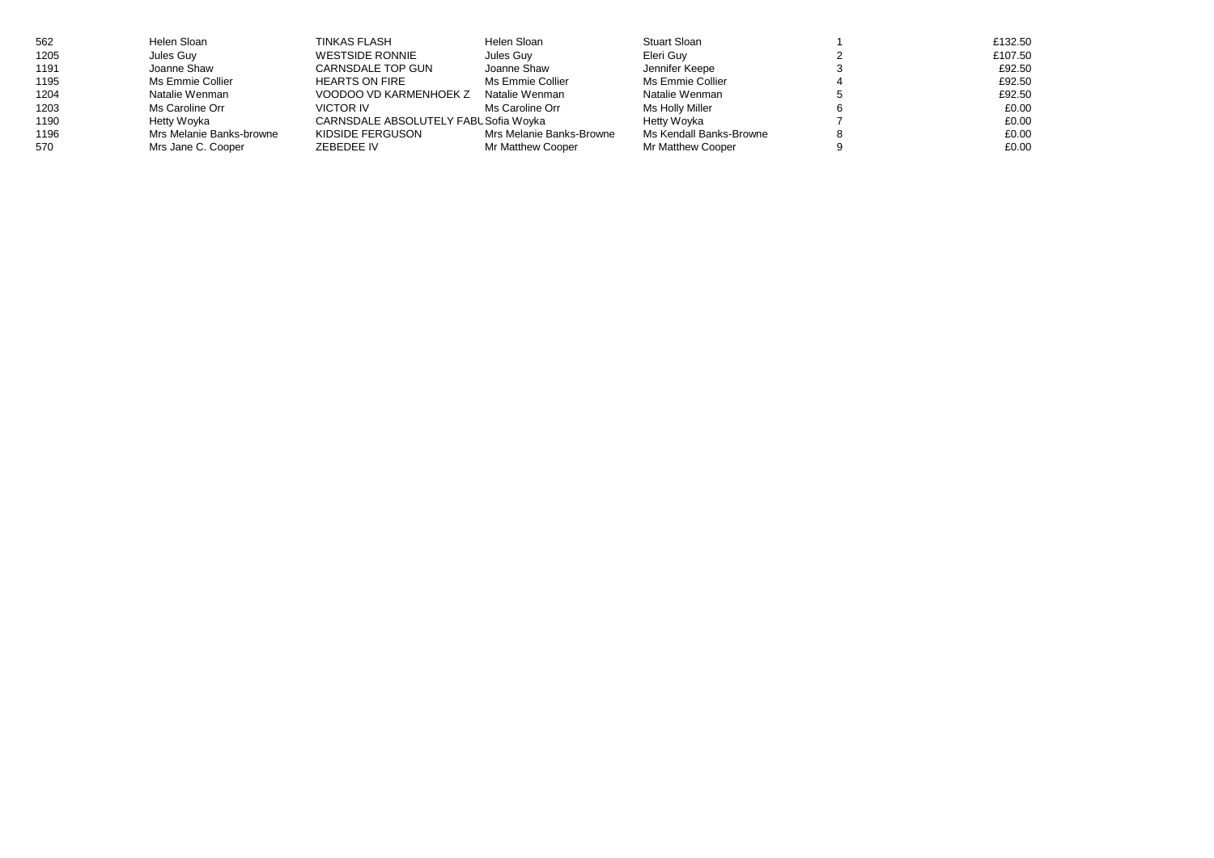| | | | | | | |
|---|---|---|---|---|---|---|
| 562 | Helen Sloan | TINKAS FLASH | Helen Sloan | Stuart Sloan | 1 | £132.50 |
| 1205 | Jules Guy | WESTSIDE RONNIE | Jules Guy | Eleri Guy | 2 | £107.50 |
| 1191 | Joanne Shaw | CARNSDALE TOP GUN | Joanne Shaw | Jennifer Keepe | 3 | £92.50 |
| 1195 | Ms Emmie Collier | HEARTS ON FIRE | Ms Emmie Collier | Ms Emmie Collier | 4 | £92.50 |
| 1204 | Natalie Wenman | VOODOO VD KARMENHOEK Z | Natalie Wenman | Natalie Wenman | 5 | £92.50 |
| 1203 | Ms Caroline Orr | VICTOR IV | Ms Caroline Orr | Ms Holly Miller | 6 | £0.00 |
| 1190 | Hetty Woyka | CARNSDALE ABSOLUTELY FABU | Sofia Woyka | Hetty Woyka | 7 | £0.00 |
| 1196 | Mrs Melanie Banks-browne | KIDSIDE FERGUSON | Mrs Melanie Banks-Browne | Ms Kendall Banks-Browne | 8 | £0.00 |
| 570 | Mrs Jane C. Cooper | ZEBEDEE IV | Mr Matthew Cooper | Mr Matthew Cooper | 9 | £0.00 |